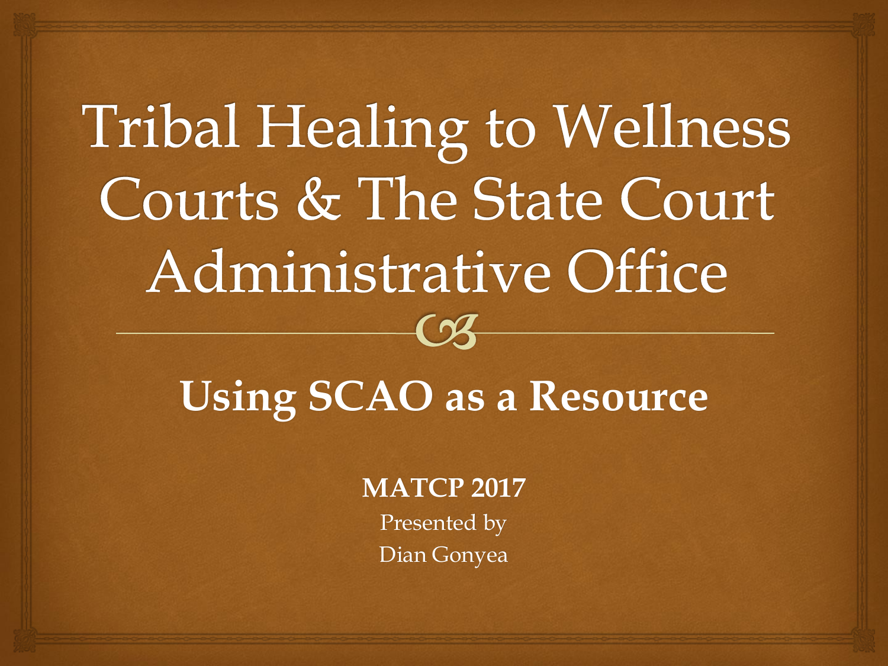# Tribal Healing to Wellness Courts & The State Court Administrative Office

## Using SCAO as a Resource

**MATCP 2017**

Presented by

Dian Gonyea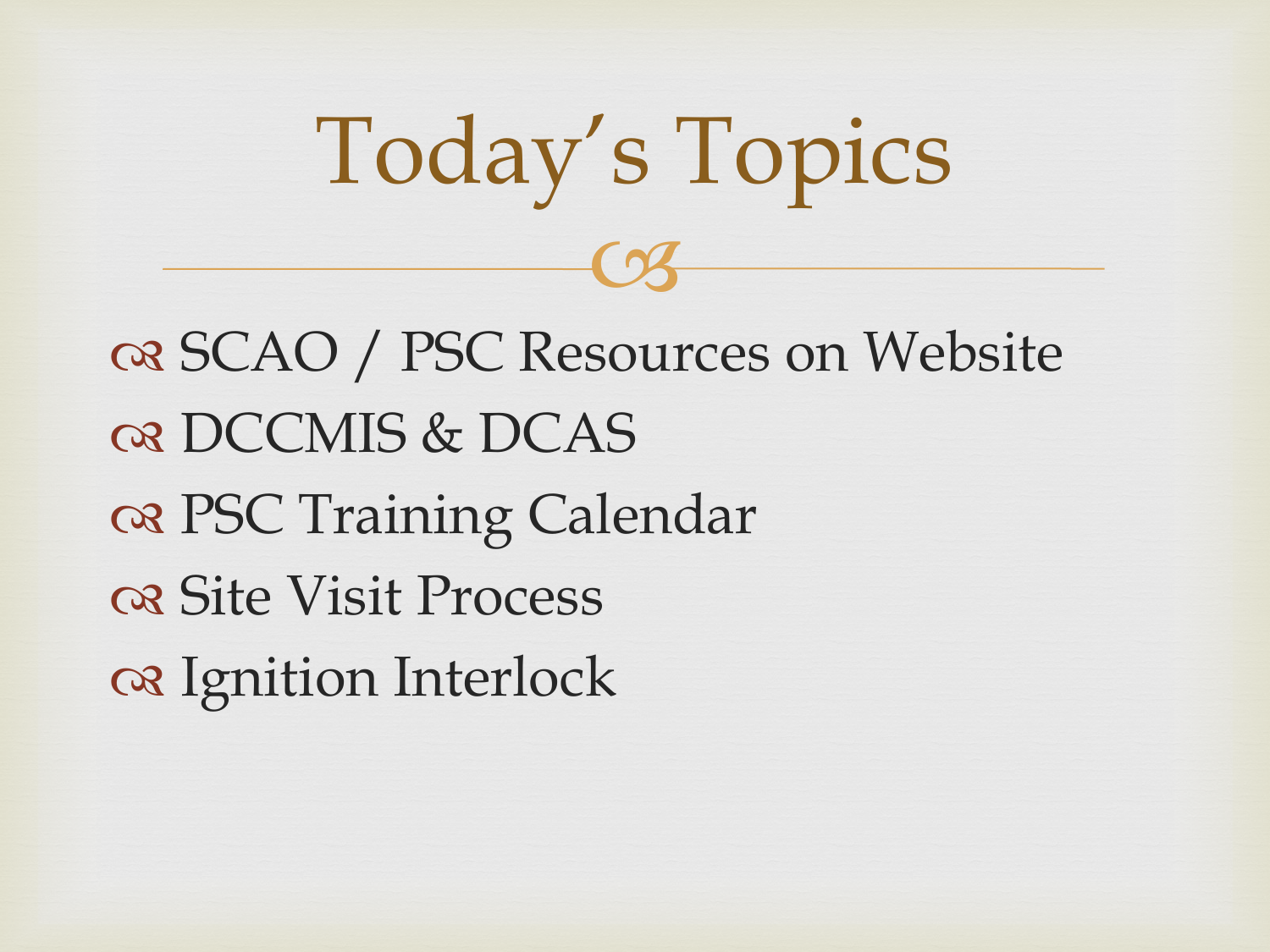# Today's Topics

- SCAO / PSC Resources on Website
- DCCMIS & DCAS
- PSC Training Calendar
- Site Visit Process
- Ignition Interlock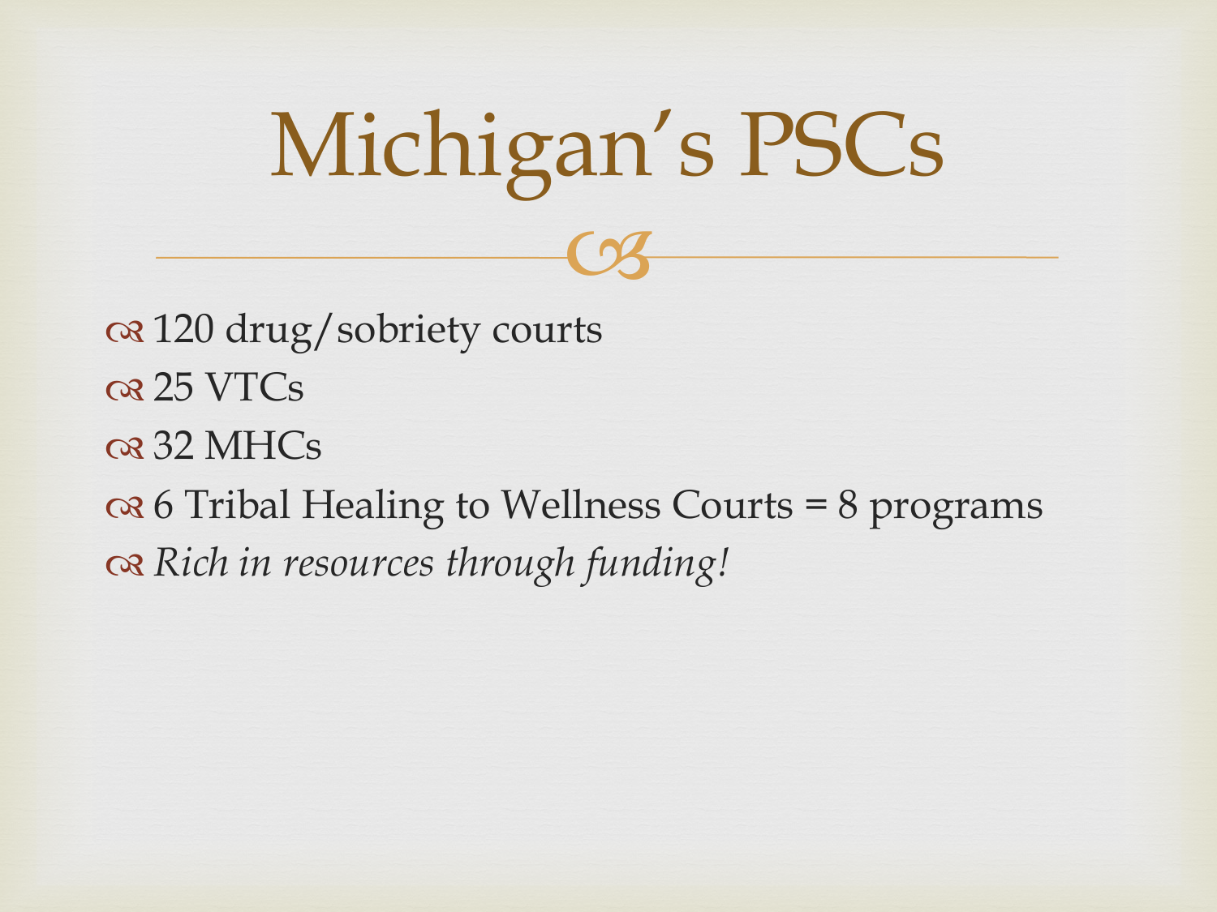# Michigan’s PSCs

- 120 drug/sobriety courts
- 25 VTCs
- 32 MHCs
- 6 Tribal Healing to Wellness Courts = 8 programs
- *Rich in resources through funding!*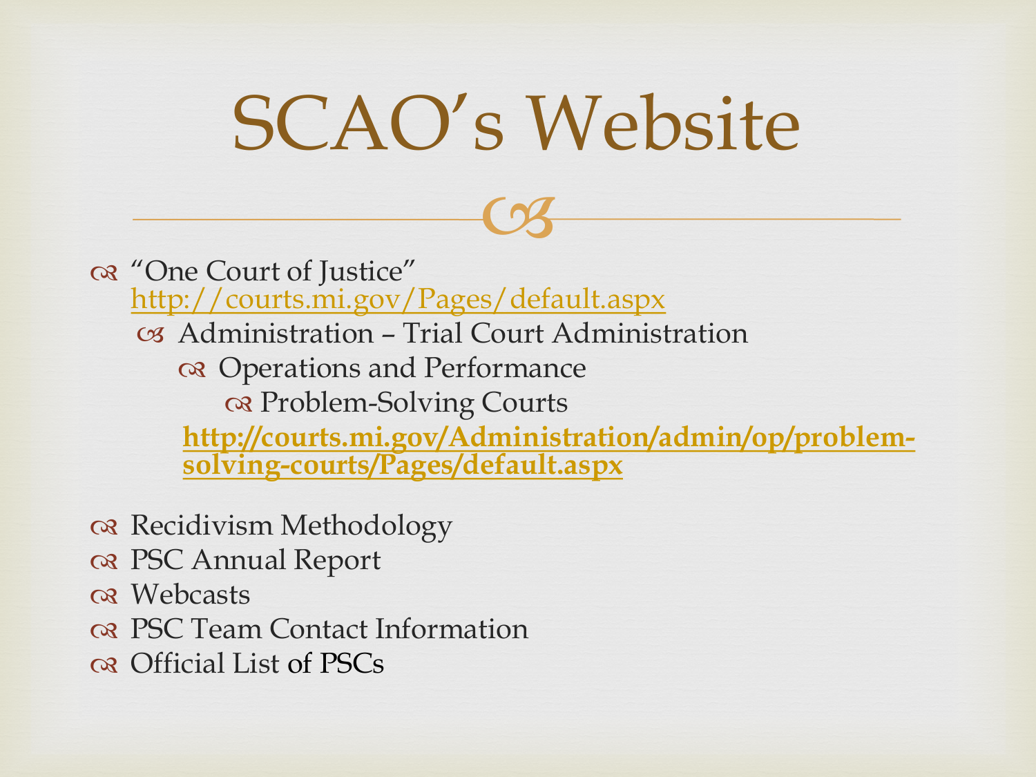# SCAO's Website

- "One Court of Justice" http://courts.mi.gov/Pages/default.aspx
  - Administration – Trial Court Administration
    - Operations and Performance
      - Problem-Solving Courts

    **http://courts.mi.gov/Administration/admin/op/problem-solving-courts/Pages/default.aspx**

- Recidivism Methodology
- PSC Annual Report
- Webcasts
- PSC Team Contact Information
- Official List of PSCs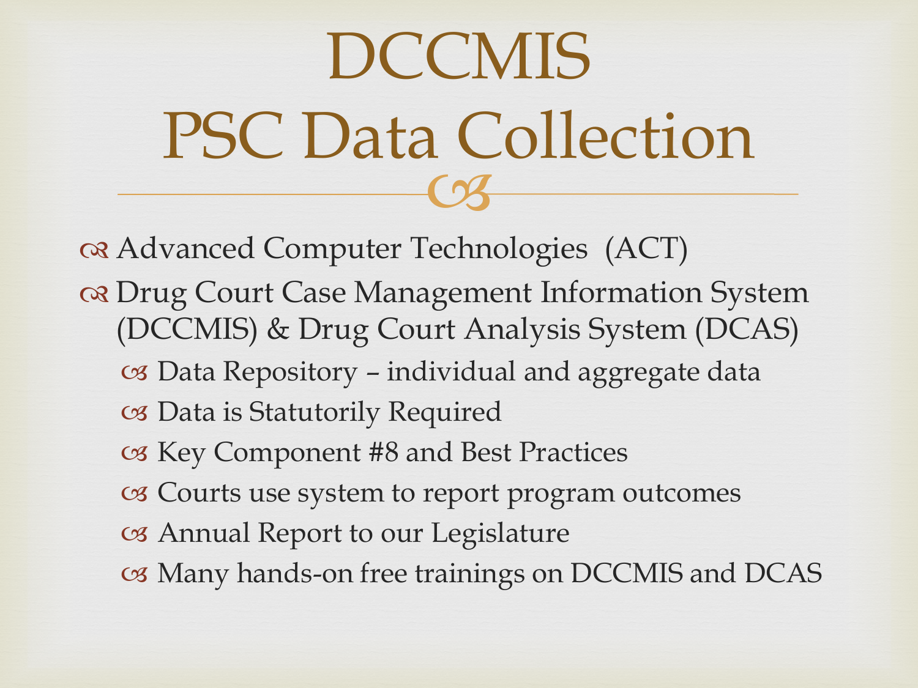# DCCMIS
# PSC Data Collection

- Advanced Computer Technologies (ACT)
- Drug Court Case Management Information System (DCCMIS) & Drug Court Analysis System (DCAS)
  - Data Repository – individual and aggregate data
  - Data is Statutorily Required
  - Key Component #8 and Best Practices
  - Courts use system to report program outcomes
  - Annual Report to our Legislature
  - Many hands-on free trainings on DCCMIS and DCAS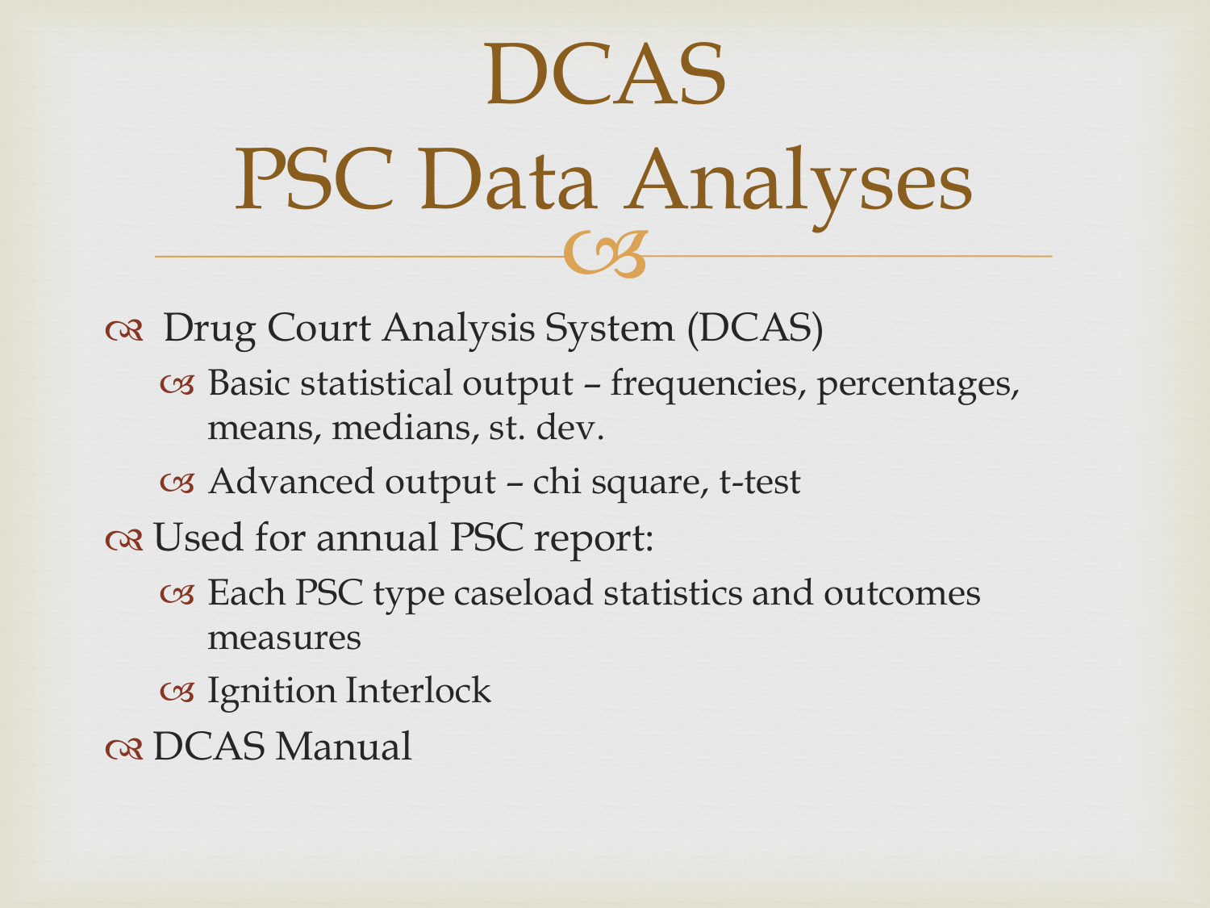# DCAS
# PSC Data Analyses

- Drug Court Analysis System (DCAS)
  - Basic statistical output – frequencies, percentages, means, medians, st. dev.
  - Advanced output – chi square, t-test
- Used for annual PSC report:
  - Each PSC type caseload statistics and outcomes measures
  - Ignition Interlock
- DCAS Manual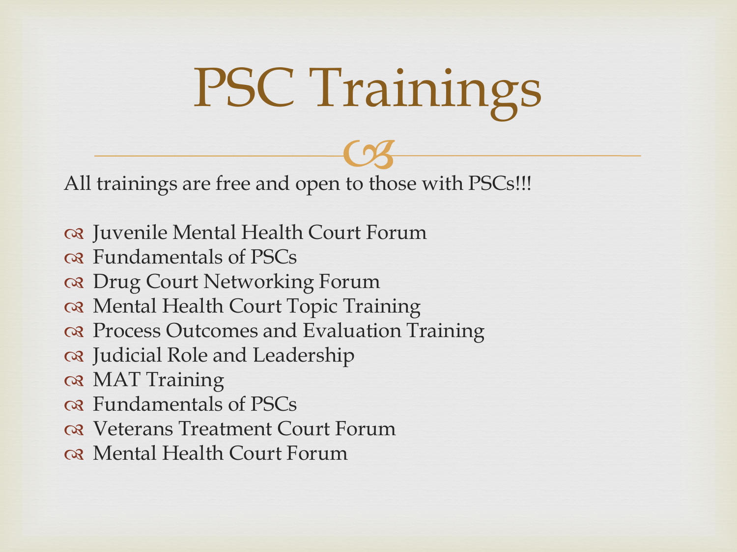# PSC Trainings

All trainings are free and open to those with PSCs!!!

- Juvenile Mental Health Court Forum
- Fundamentals of PSCs
- Drug Court Networking Forum
- Mental Health Court Topic Training
- Process Outcomes and Evaluation Training
- Judicial Role and Leadership
- MAT Training
- Fundamentals of PSCs
- Veterans Treatment Court Forum
- Mental Health Court Forum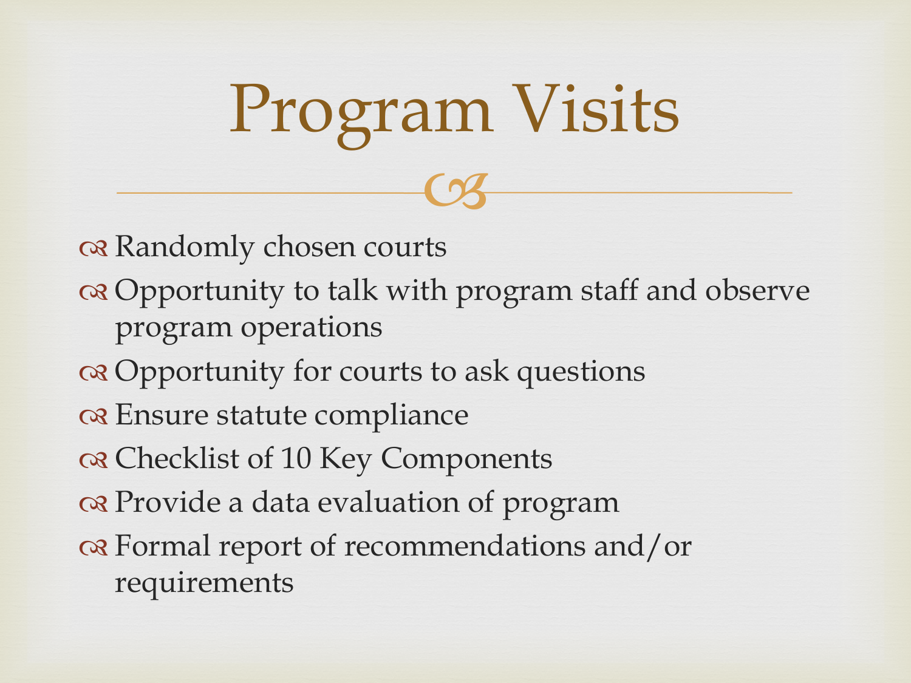# Program Visits

- Randomly chosen courts
- Opportunity to talk with program staff and observe program operations
- Opportunity for courts to ask questions
- Ensure statute compliance
- Checklist of 10 Key Components
- Provide a data evaluation of program
- Formal report of recommendations and/or requirements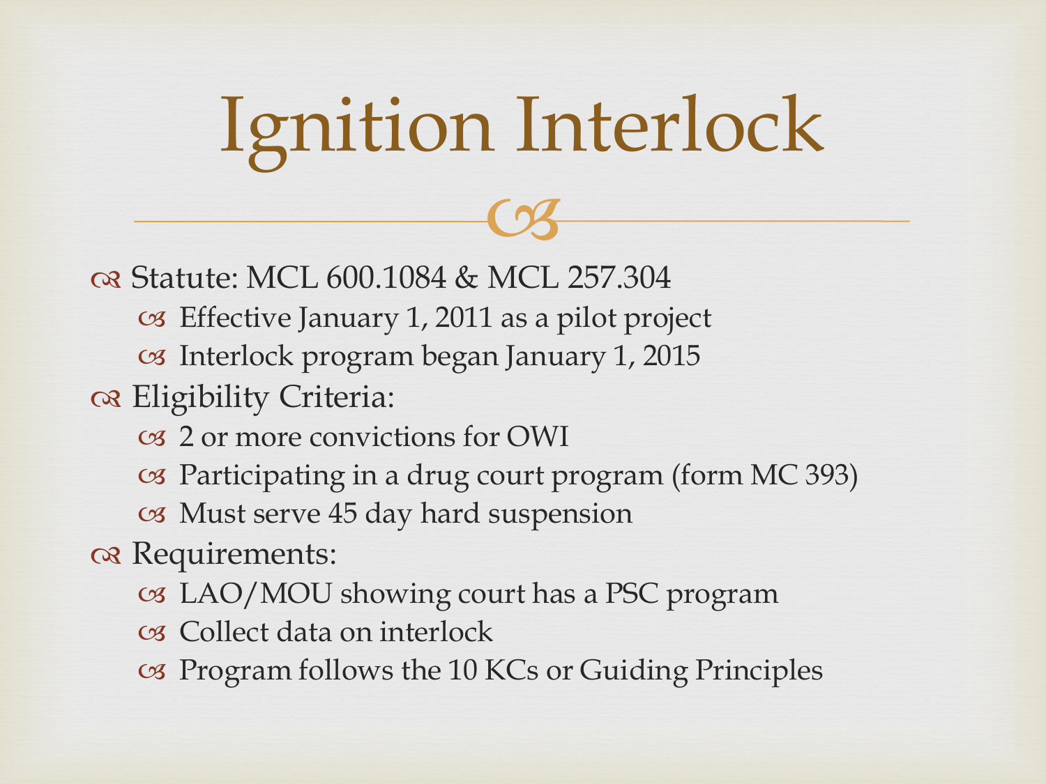# Ignition Interlock

- Statute: MCL 600.1084 & MCL 257.304
  - Effective January 1, 2011 as a pilot project
  - Interlock program began January 1, 2015
- Eligibility Criteria:
  - 2 or more convictions for OWI
  - Participating in a drug court program (form MC 393)
  - Must serve 45 day hard suspension
- Requirements:
  - LAO/MOU showing court has a PSC program
  - Collect data on interlock
  - Program follows the 10 KCs or Guiding Principles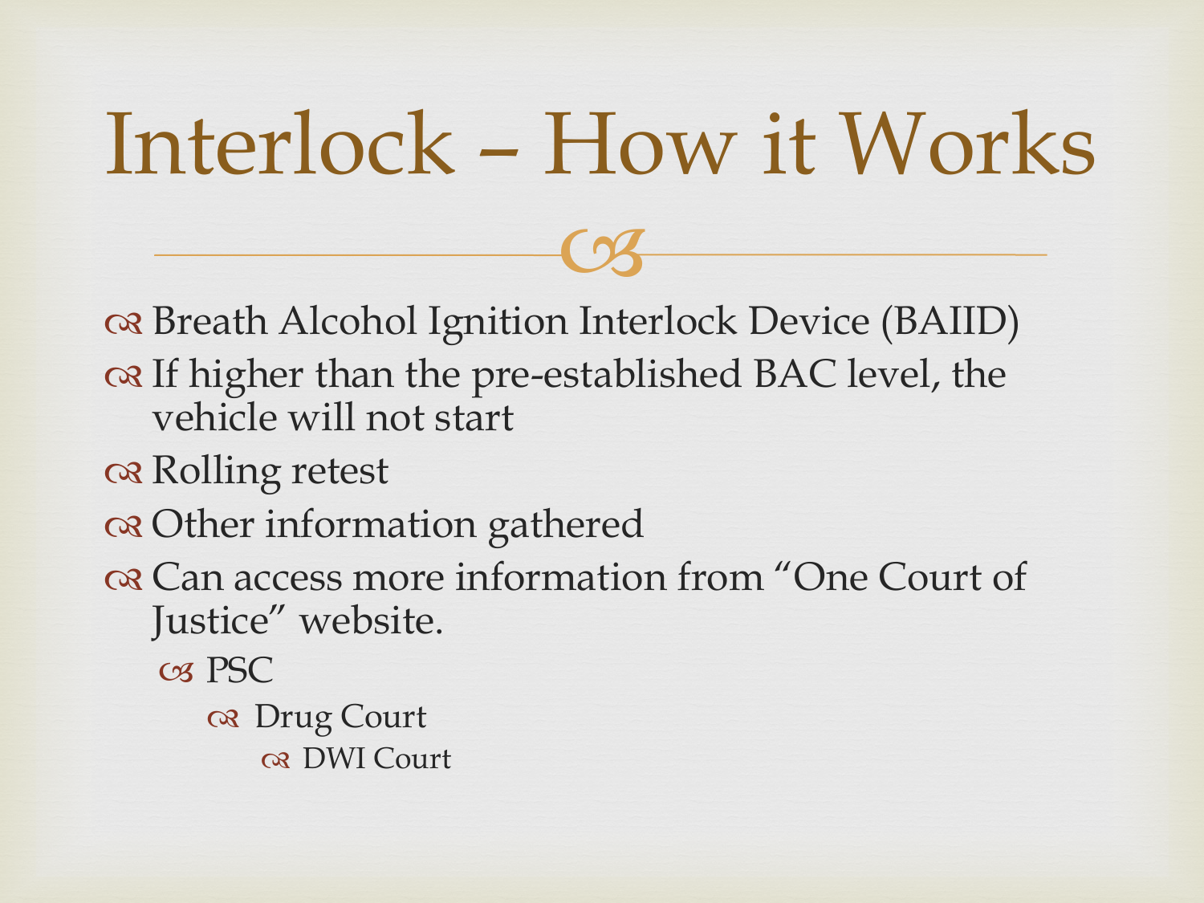# Interlock – How it Works

- Breath Alcohol Ignition Interlock Device (BAIID)
- If higher than the pre-established BAC level, the vehicle will not start
- Rolling retest
- Other information gathered
- Can access more information from "One Court of Justice" website.
  - PSC
    - Drug Court
      - DWI Court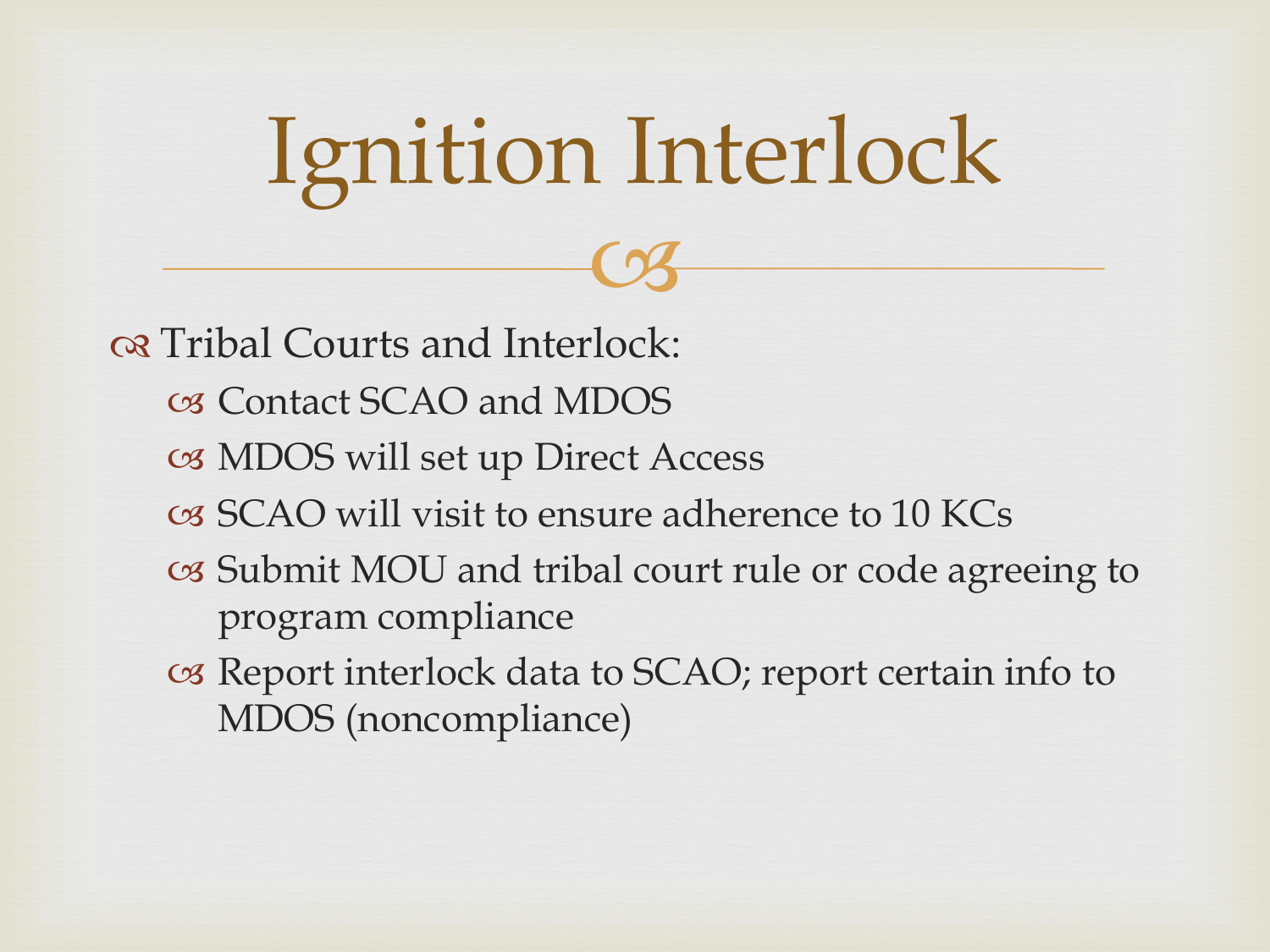# Ignition Interlock

- Tribal Courts and Interlock:
  - Contact SCAO and MDOS
  - MDOS will set up Direct Access
  - SCAO will visit to ensure adherence to 10 KCs
  - Submit MOU and tribal court rule or code agreeing to program compliance
  - Report interlock data to SCAO; report certain info to MDOS (noncompliance)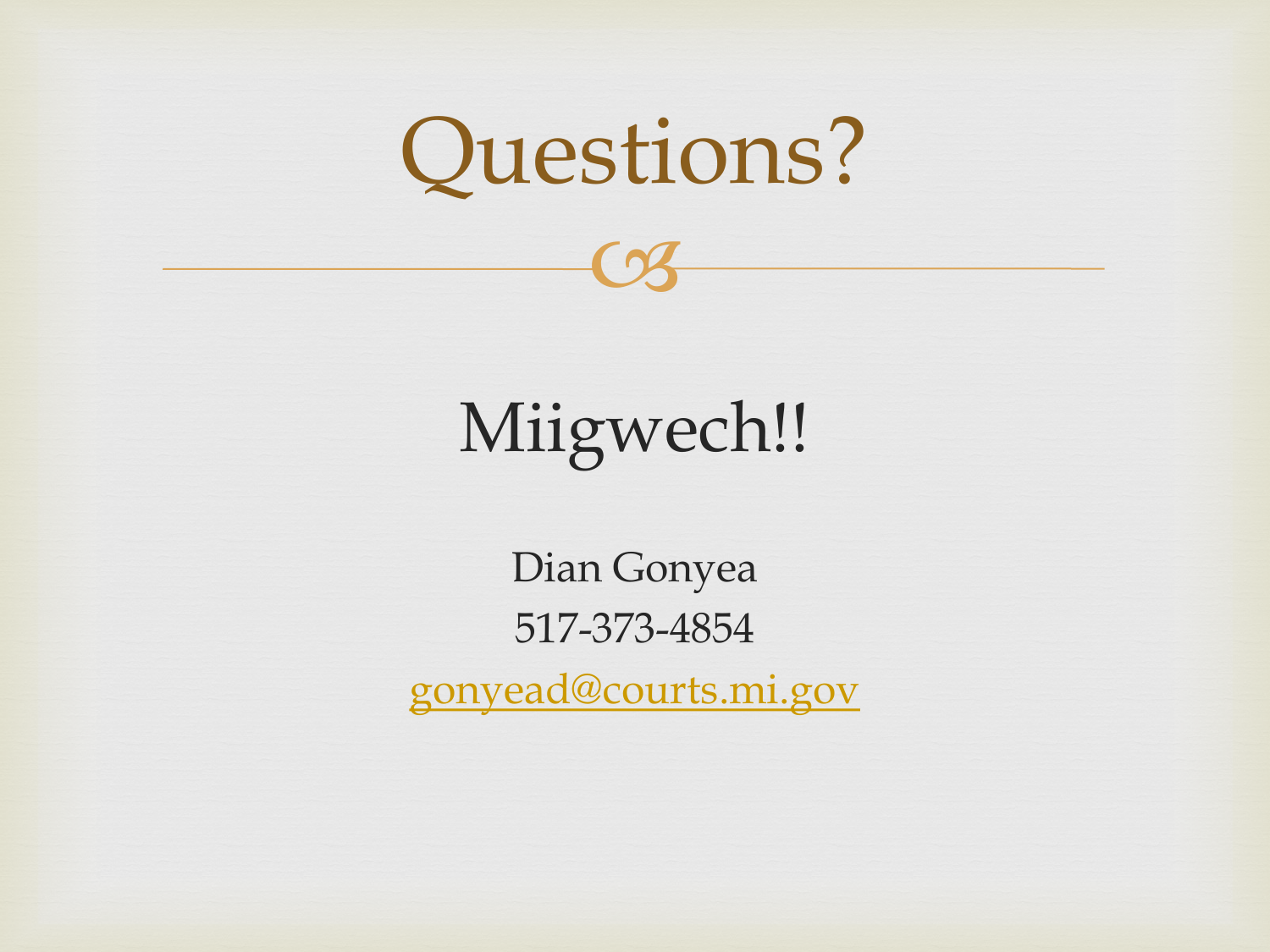# Questions?

Miigwech!!

Dian Gonyea

517-373-4854

gonyead@courts.mi.gov